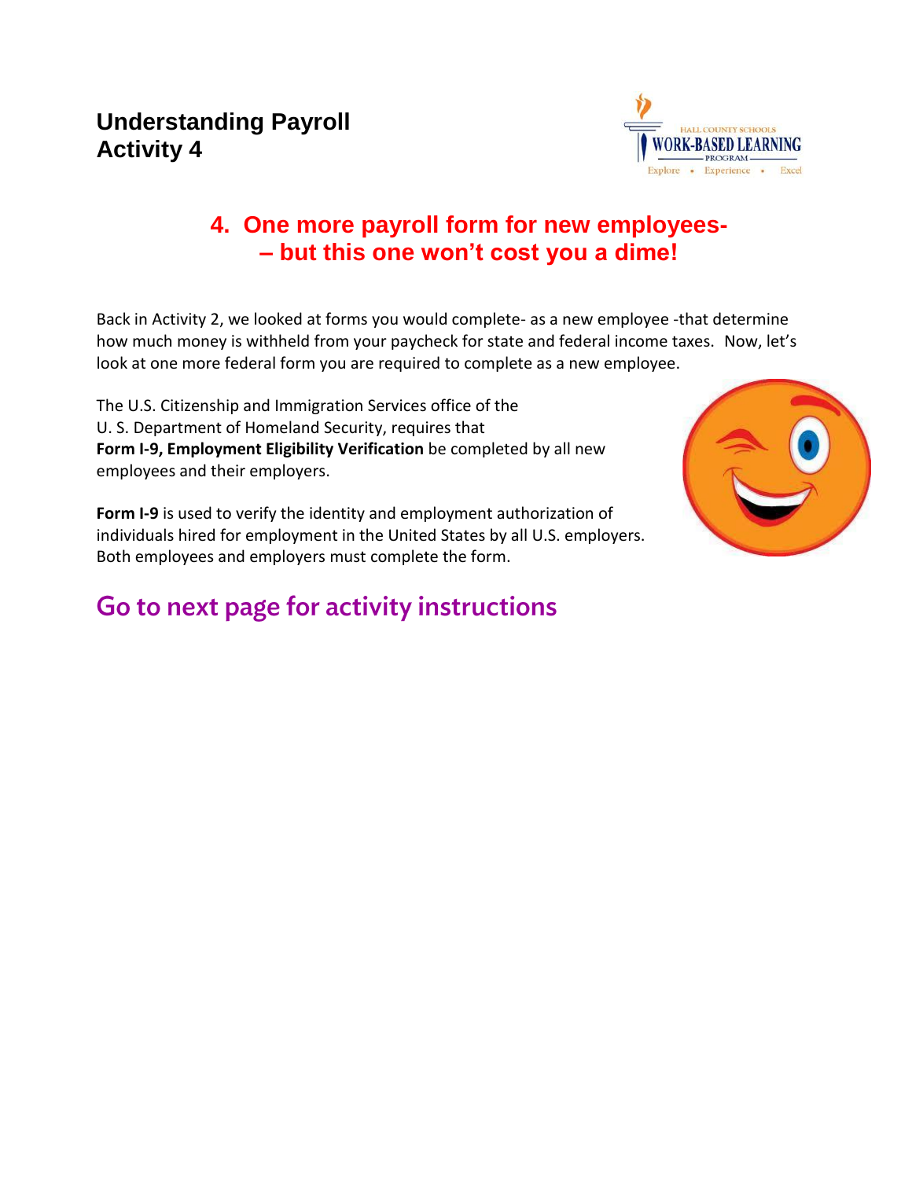# Understanding Payroll
# Activity 4

## 4. One more payroll form for new employees- – but this one won't cost you a dime!

Back in Activity 2, we looked at forms you would complete- as a new employee -that determine how much money is withheld from your paycheck for state and federal income taxes. Now, let's look at one more federal form you are required to complete as a new employee.

The U.S. Citizenship and Immigration Services office of the U. S. Department of Homeland Security, requires that **Form I-9, Employment Eligibility Verification** be completed by all new employees and their employers.

**Form I-9** is used to verify the identity and employment authorization of individuals hired for employment in the United States by all U.S. employers. Both employees and employers must complete the form.

## Go to next page for activity instructions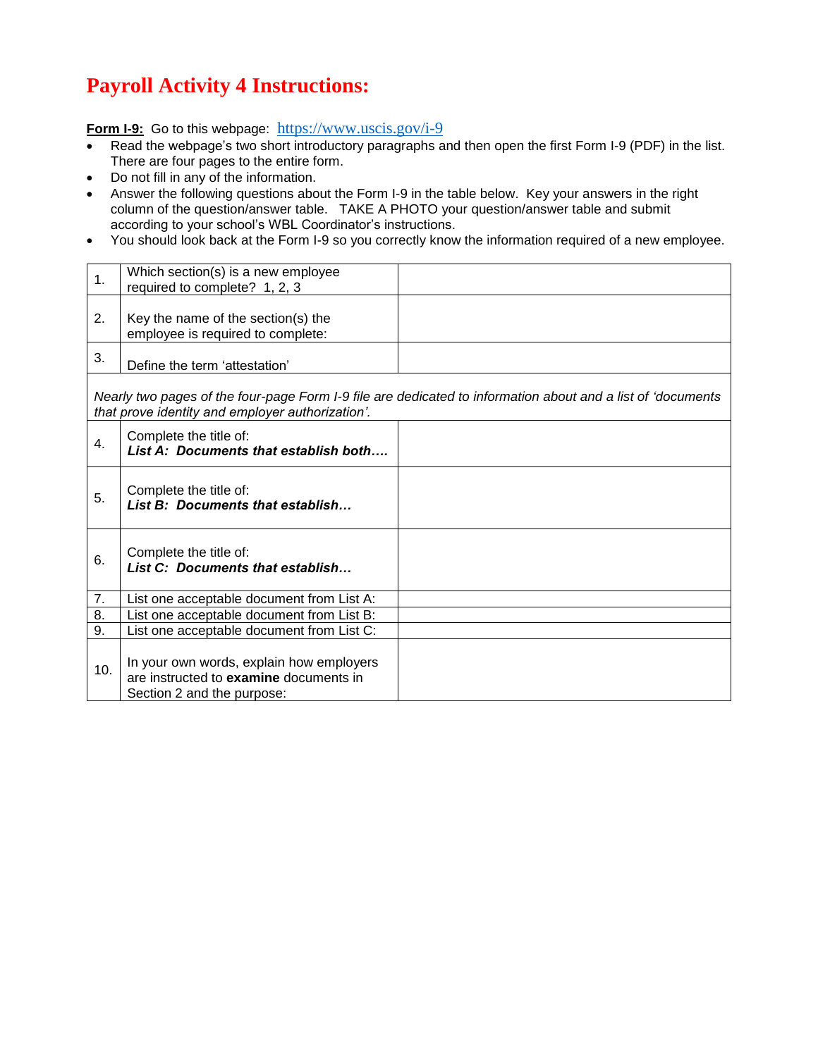# Payroll Activity 4 Instructions:

**Form I-9:** Go to this webpage: https://www.uscis.gov/i-9

- Read the webpage's two short introductory paragraphs and then open the first Form I-9 (PDF) in the list. There are four pages to the entire form.
- Do not fill in any of the information.
- Answer the following questions about the Form I-9 in the table below. Key your answers in the right column of the question/answer table. TAKE A PHOTO your question/answer table and submit according to your school's WBL Coordinator's instructions.
- You should look back at the Form I-9 so you correctly know the information required of a new employee.

| | | |
|---|---|---|
| 1. | Which section(s) is a new employee required to complete? 1, 2, 3 | |
| 2. | Key the name of the section(s) the employee is required to complete: | |
| 3. | Define the term 'attestation' | |
| *Nearly two pages of the four-page Form I-9 file are dedicated to information about and a list of 'documents that prove identity and employer authorization'.* | | |
| 4. | Complete the title of: ***List A: Documents that establish both….*** | |
| 5. | Complete the title of: ***List B: Documents that establish…*** | |
| 6. | Complete the title of: ***List C: Documents that establish…*** | |
| 7. | List one acceptable document from List A: | |
| 8. | List one acceptable document from List B: | |
| 9. | List one acceptable document from List C: | |
| 10. | In your own words, explain how employers are instructed to **examine** documents in Section 2 and the purpose: | |